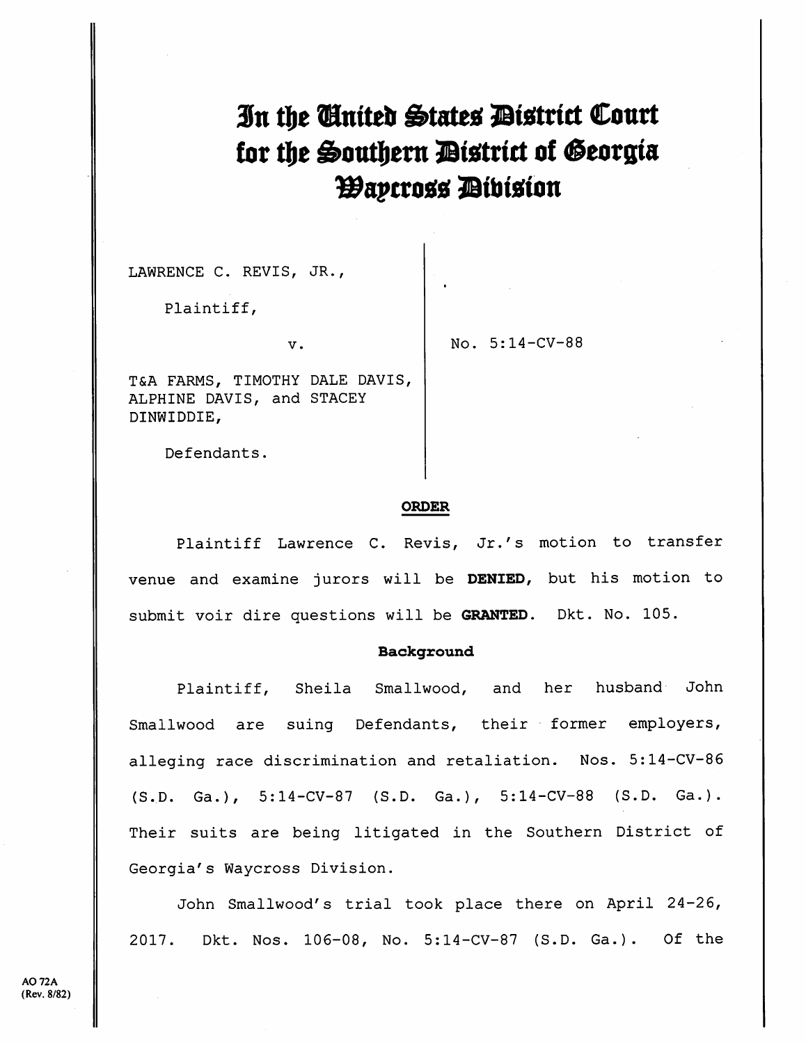# In the United States District Court for the Southern District of Georgia Waycross Division

LAWRENCE C. REVIS, JR.,

Plaintiff,

v.

T&A FARMS, TIMOTHY DALE DAVIS, ALPHINE DAVIS, and STACEY DINWIDDIE,

Defendants.

No. 5:14-CV-88

## ORDER

Plaintiff Lawrence C. Revis, Jr.'s motion to transfer venue and examine jurors will be **DENIED**, but his motion to submit voir dire questions will be **GRANTED**. Dkt. No. 105.

### Background

Plaintiff, Sheila Smallwood, and her husband John Smallwood are suing Defendants, their former employers, alleging race discrimination and retaliation. Nos. 5:14-CV-86 (S.D. Ga.), 5:14-CV-87 (S.D. Ga.), 5:14-CV-88 (S.D. Ga.). Their suits are being litigated in the Southern District of Georgia's Waycross Division.

John Smallwood's trial took place there on April 24-26, 2017. Dkt. Nos. 106-08, No. 5:14-CV-87 (S.D. Ga.). Of the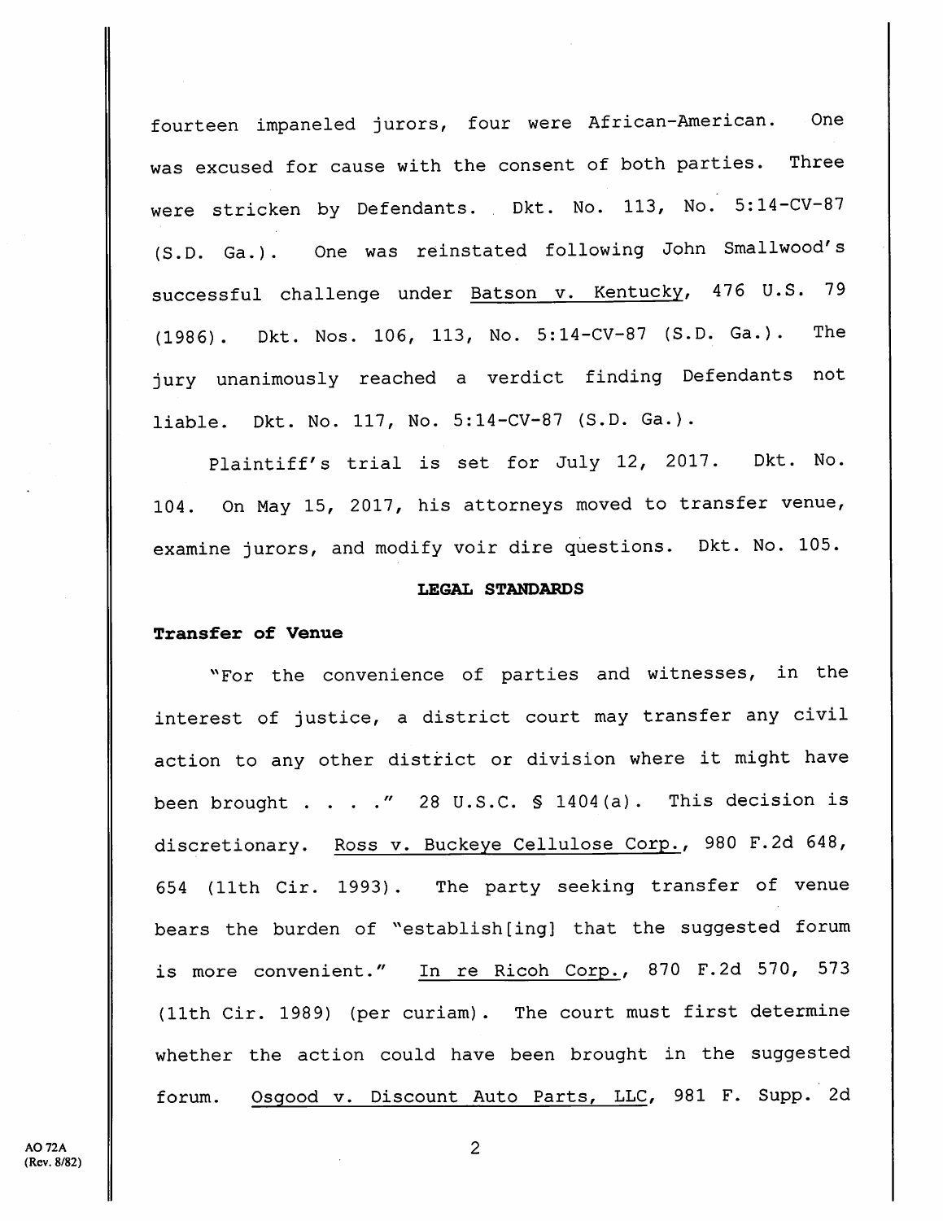fourteen impaneled jurors, four were African-American. One was excused for cause with the consent of both parties. Three were stricken by Defendants. Dkt. No. 113, No. 5:14-CV-87 (S.D. Ga.). One was reinstated following John Smallwood's successful challenge under Batson v. Kentucky, 476 U.S. 79 (1986). Dkt. Nos. 106, 113, No. 5:14-CV-87 (S.D. Ga.). The jury unanimously reached a verdict finding Defendants not liable. Dkt. No. 117, No. 5:14-CV-87 (S.D. Ga.).

Plaintiff's trial is set for July 12, 2017. Dkt. No. 104. On May 15, 2017, his attorneys moved to transfer venue, examine jurors, and modify voir dire questions. Dkt. No. 105.

## LEGAL STANDARDS

### Transfer of Venue

"For the convenience of parties and witnesses, in the interest of justice, a district court may transfer any civil action to any other district or division where it might have been brought . . . ." 28 U.S.C. § 1404(a). This decision is discretionary. Ross v. Buckeye Cellulose Corp., 980 F.2d 648, 654 (11th Cir. 1993). The party seeking transfer of venue bears the burden of "establish[ing] that the suggested forum is more convenient." In re Ricoh Corp., 870 F.2d 570, 573 (11th Cir. 1989) (per curiam). The court must first determine whether the action could have been brought in the suggested forum. Osgood v. Discount Auto Parts, LLC, 981 F. Supp. 2d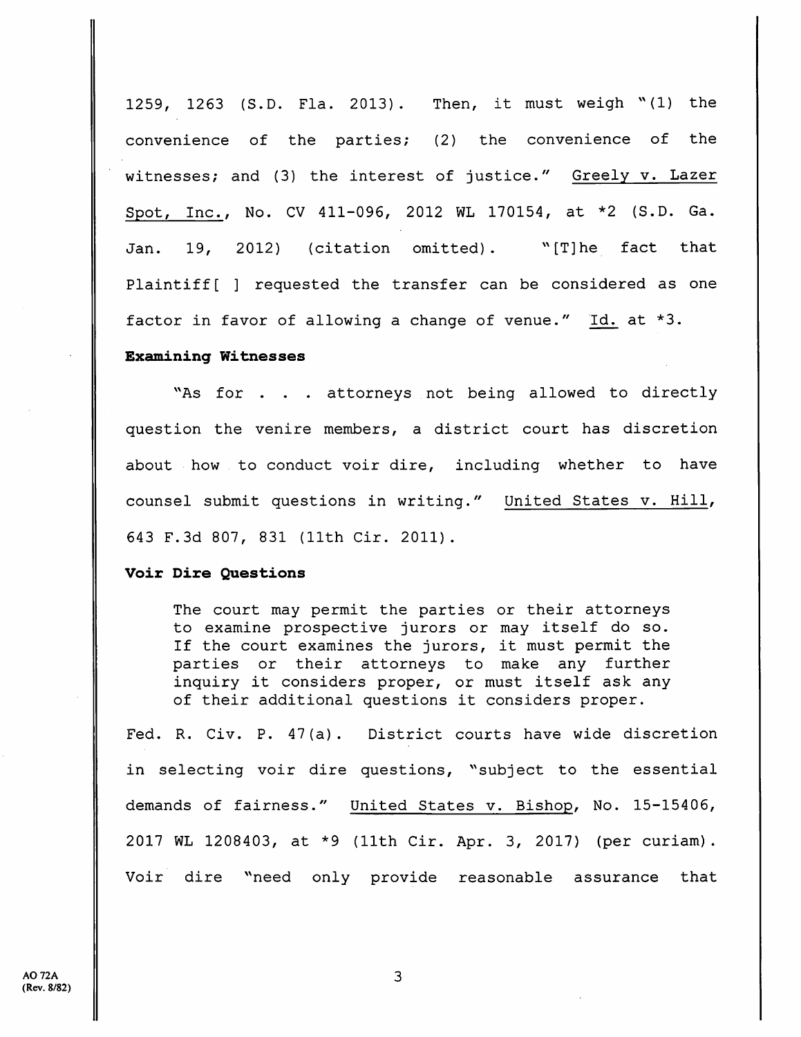1259, 1263 (S.D. Fla. 2013). Then, it must weigh "(1) the convenience of the parties; (2) the convenience of the witnesses; and (3) the interest of justice." Greely v. Lazer Spot, Inc., No. CV 411-096, 2012 WL 170154, at *2 (S.D. Ga. Jan. 19, 2012) (citation omitted). "[T]he fact that Plaintiff[ ] requested the transfer can be considered as one factor in favor of allowing a change of venue." Id. at *3.

**Examining Witnesses**

"As for . . . attorneys not being allowed to directly question the venire members, a district court has discretion about how to conduct voir dire, including whether to have counsel submit questions in writing." United States v. Hill, 643 F.3d 807, 831 (11th Cir. 2011).

**Voir Dire Questions**

> The court may permit the parties or their attorneys to examine prospective jurors or may itself do so. If the court examines the jurors, it must permit the parties or their attorneys to make any further inquiry it considers proper, or must itself ask any of their additional questions it considers proper.

Fed. R. Civ. P. 47(a). District courts have wide discretion in selecting voir dire questions, "subject to the essential demands of fairness." United States v. Bishop, No. 15-15406, 2017 WL 1208403, at *9 (11th Cir. Apr. 3, 2017) (per curiam). Voir dire "need only provide reasonable assurance that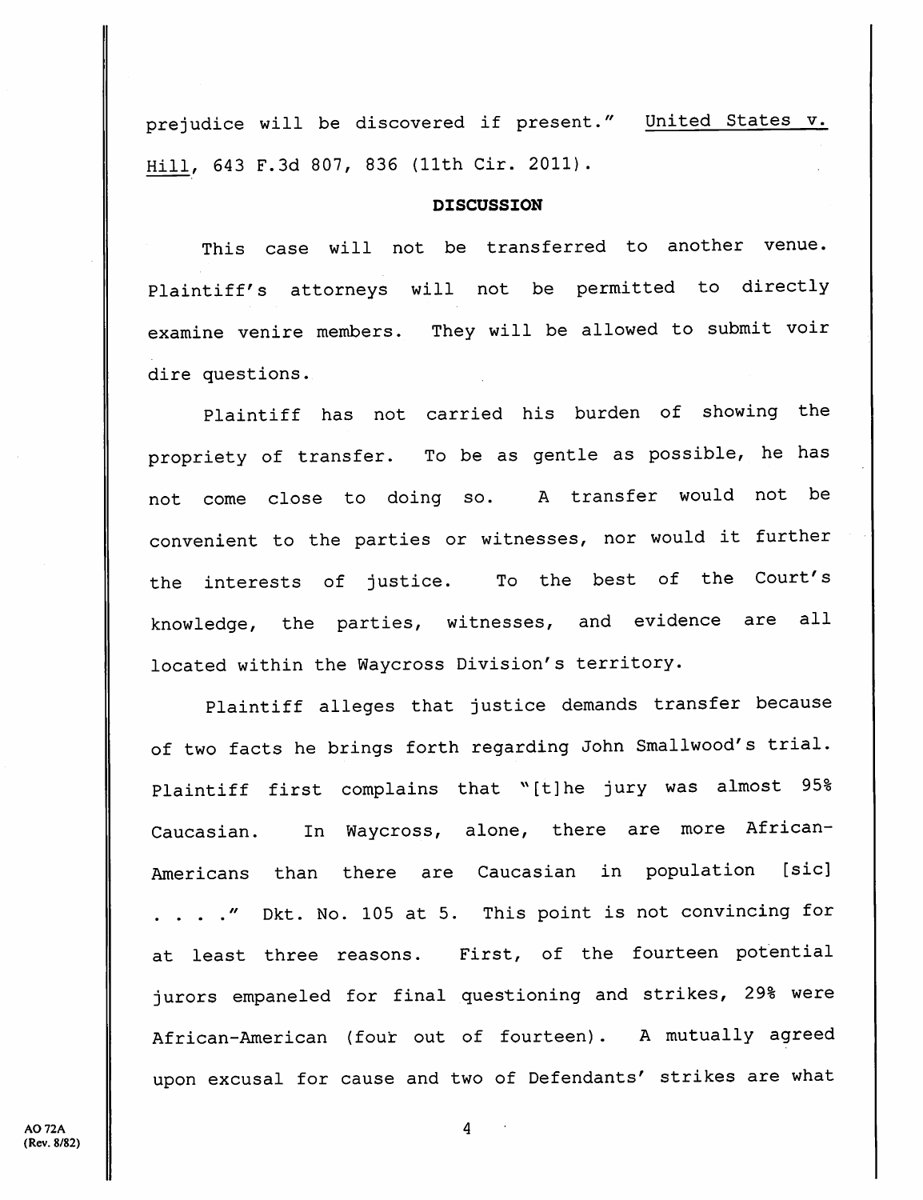prejudice will be discovered if present." United States v. Hill, 643 F.3d 807, 836 (11th Cir. 2011).

**DISCUSSION**

This case will not be transferred to another venue. Plaintiff's attorneys will not be permitted to directly examine venire members. They will be allowed to submit voir dire questions.

Plaintiff has not carried his burden of showing the propriety of transfer. To be as gentle as possible, he has not come close to doing so. A transfer would not be convenient to the parties or witnesses, nor would it further the interests of justice. To the best of the Court's knowledge, the parties, witnesses, and evidence are all located within the Waycross Division's territory.

Plaintiff alleges that justice demands transfer because of two facts he brings forth regarding John Smallwood's trial. Plaintiff first complains that "[t]he jury was almost 95% Caucasian. In Waycross, alone, there are more African-Americans than there are Caucasian in population [sic] . . . ." Dkt. No. 105 at 5. This point is not convincing for at least three reasons. First, of the fourteen potential jurors empaneled for final questioning and strikes, 29% were African-American (four out of fourteen). A mutually agreed upon excusal for cause and two of Defendants' strikes are what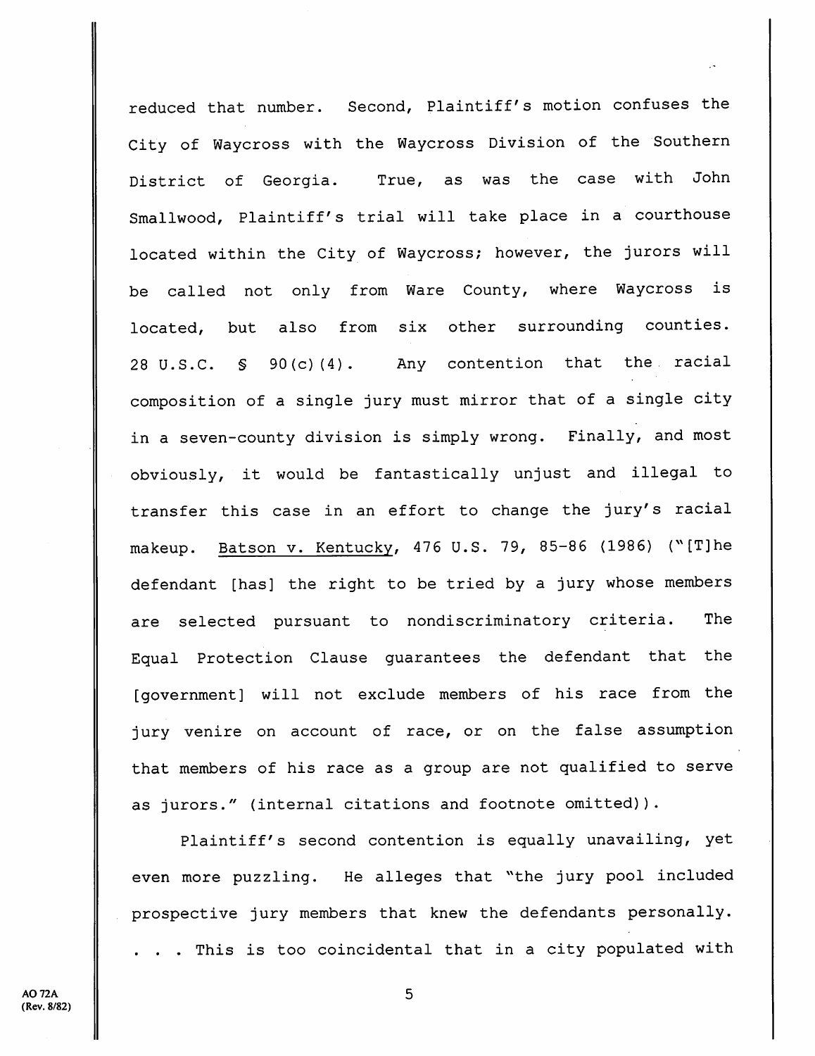reduced that number. Second, Plaintiff's motion confuses the City of Waycross with the Waycross Division of the Southern District of Georgia. True, as was the case with John Smallwood, Plaintiff's trial will take place in a courthouse located within the City of Waycross; however, the jurors will be called not only from Ware County, where Waycross is located, but also from six other surrounding counties. 28 U.S.C. § 90(c)(4). Any contention that the racial composition of a single jury must mirror that of a single city in a seven-county division is simply wrong. Finally, and most obviously, it would be fantastically unjust and illegal to transfer this case in an effort to change the jury's racial makeup. Batson v. Kentucky, 476 U.S. 79, 85-86 (1986) ("[T]he defendant [has] the right to be tried by a jury whose members are selected pursuant to nondiscriminatory criteria. The Equal Protection Clause guarantees the defendant that the [government] will not exclude members of his race from the jury venire on account of race, or on the false assumption that members of his race as a group are not qualified to serve as jurors." (internal citations and footnote omitted)).

Plaintiff's second contention is equally unavailing, yet even more puzzling. He alleges that "the jury pool included prospective jury members that knew the defendants personally. . . . This is too coincidental that in a city populated with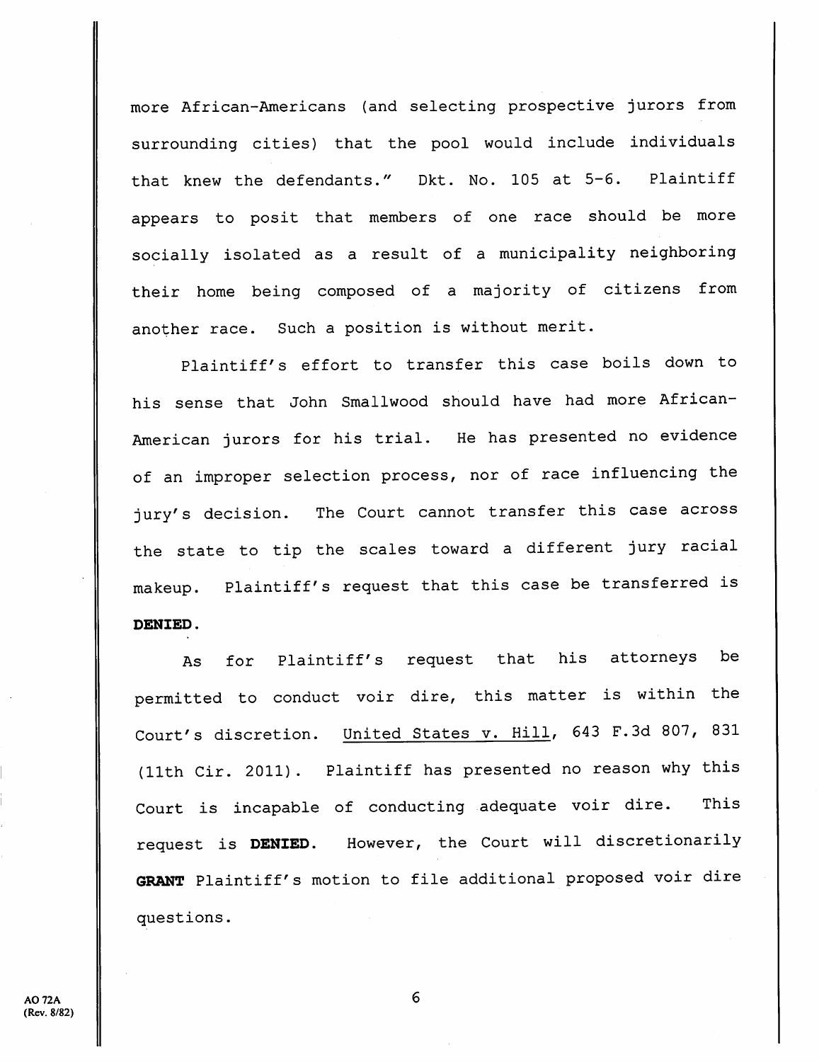more African-Americans (and selecting prospective jurors from surrounding cities) that the pool would include individuals that knew the defendants." Dkt. No. 105 at 5-6. Plaintiff appears to posit that members of one race should be more socially isolated as a result of a municipality neighboring their home being composed of a majority of citizens from another race. Such a position is without merit.

Plaintiff's effort to transfer this case boils down to his sense that John Smallwood should have had more African-American jurors for his trial. He has presented no evidence of an improper selection process, nor of race influencing the jury's decision. The Court cannot transfer this case across the state to tip the scales toward a different jury racial makeup. Plaintiff's request that this case be transferred is **DENIED**.

As for Plaintiff's request that his attorneys be permitted to conduct voir dire, this matter is within the Court's discretion. United States v. Hill, 643 F.3d 807, 831 (11th Cir. 2011). Plaintiff has presented no reason why this Court is incapable of conducting adequate voir dire. This request is **DENIED**. However, the Court will discretionarily **GRANT** Plaintiff's motion to file additional proposed voir dire questions.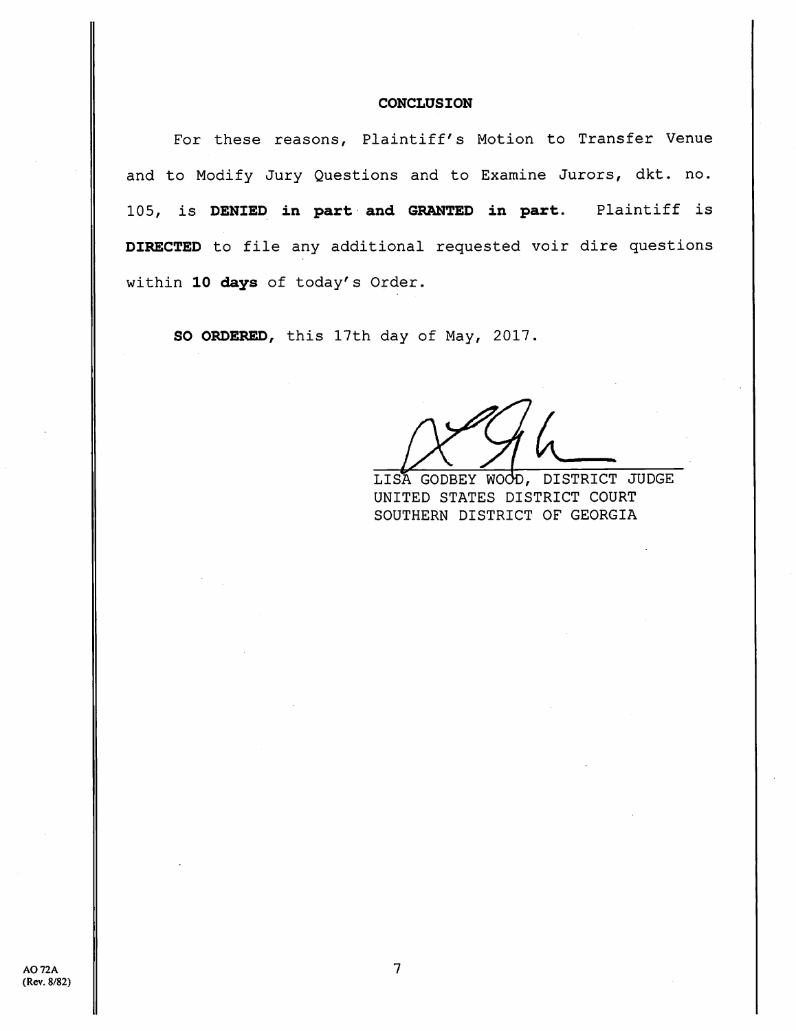## CONCLUSION

For these reasons, Plaintiff's Motion to Transfer Venue and to Modify Jury Questions and to Examine Jurors, dkt. no. 105, is **DENIED in part and GRANTED in part**. Plaintiff is **DIRECTED** to file any additional requested voir dire questions within **10 days** of today's Order.

**SO ORDERED**, this 17th day of May, 2017.

LISA GODBEY WOOD, DISTRICT JUDGE
UNITED STATES DISTRICT COURT
SOUTHERN DISTRICT OF GEORGIA